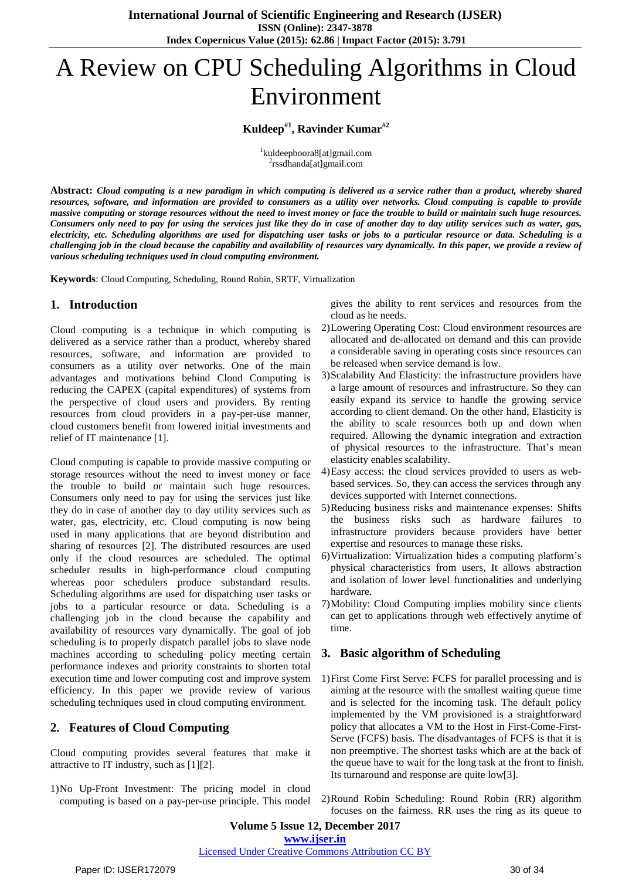# A Review on CPU Scheduling Algorithms in Cloud Environment

**Kuldeep[#1], Ravinder Kumar[#2]**

[1]kuldeepboora8[at]gmail.com
[2]rssdhanda[at]gmail.com

**Abstract:** ***Cloud computing is a new paradigm in which computing is delivered as a service rather than a product, whereby shared resources, software, and information are provided to consumers as a utility over networks. Cloud computing is capable to provide massive computing or storage resources without the need to invest money or face the trouble to build or maintain such huge resources. Consumers only need to pay for using the services just like they do in case of another day to day utility services such as water, gas, electricity, etc. Scheduling algorithms are used for dispatching user tasks or jobs to a particular resource or data. Scheduling is a challenging job in the cloud because the capability and availability of resources vary dynamically. In this paper, we provide a review of various scheduling techniques used in cloud computing environment.***

**Keywords**: Cloud Computing, Scheduling, Round Robin, SRTF, Virtualization

## 1. Introduction

Cloud computing is a technique in which computing is delivered as a service rather than a product, whereby shared resources, software, and information are provided to consumers as a utility over networks. One of the main advantages and motivations behind Cloud Computing is reducing the CAPEX (capital expenditures) of systems from the perspective of cloud users and providers. By renting resources from cloud providers in a pay-per-use manner, cloud customers benefit from lowered initial investments and relief of IT maintenance [1].

Cloud computing is capable to provide massive computing or storage resources without the need to invest money or face the trouble to build or maintain such huge resources. Consumers only need to pay for using the services just like they do in case of another day to day utility services such as water, gas, electricity, etc. Cloud computing is now being used in many applications that are beyond distribution and sharing of resources [2]. The distributed resources are used only if the cloud resources are scheduled. The optimal scheduler results in high-performance cloud computing whereas poor schedulers produce substandard results. Scheduling algorithms are used for dispatching user tasks or jobs to a particular resource or data. Scheduling is a challenging job in the cloud because the capability and availability of resources vary dynamically. The goal of job scheduling is to properly dispatch parallel jobs to slave node machines according to scheduling policy meeting certain performance indexes and priority constraints to shorten total execution time and lower computing cost and improve system efficiency. In this paper we provide review of various scheduling techniques used in cloud computing environment.

## 2. Features of Cloud Computing

Cloud computing provides several features that make it attractive to IT industry, such as [1][2].

1) No Up-Front Investment: The pricing model in cloud computing is based on a pay-per-use principle. This model gives the ability to rent services and resources from the cloud as he needs.
2) Lowering Operating Cost: Cloud environment resources are allocated and de-allocated on demand and this can provide a considerable saving in operating costs since resources can be released when service demand is low.
3) Scalability And Elasticity: the infrastructure providers have a large amount of resources and infrastructure. So they can easily expand its service to handle the growing service according to client demand. On the other hand, Elasticity is the ability to scale resources both up and down when required. Allowing the dynamic integration and extraction of physical resources to the infrastructure. That's mean elasticity enables scalability.
4) Easy access: the cloud services provided to users as web-based services. So, they can access the services through any devices supported with Internet connections.
5) Reducing business risks and maintenance expenses: Shifts the business risks such as hardware failures to infrastructure providers because providers have better expertise and resources to manage these risks.
6) Virtualization: Virtualization hides a computing platform's physical characteristics from users, It allows abstraction and isolation of lower level functionalities and underlying hardware.
7) Mobility: Cloud Computing implies mobility since clients can get to applications through web effectively anytime of time.

## 3. Basic algorithm of Scheduling

1) First Come First Serve: FCFS for parallel processing and is aiming at the resource with the smallest waiting queue time and is selected for the incoming task. The default policy implemented by the VM provisioned is a straightforward policy that allocates a VM to the Host in First-Come-First-Serve (FCFS) basis. The disadvantages of FCFS is that it is non preemptive. The shortest tasks which are at the back of the queue have to wait for the long task at the front to finish. Its turnaround and response are quite low[3].

2) Round Robin Scheduling: Round Robin (RR) algorithm focuses on the fairness. RR uses the ring as its queue to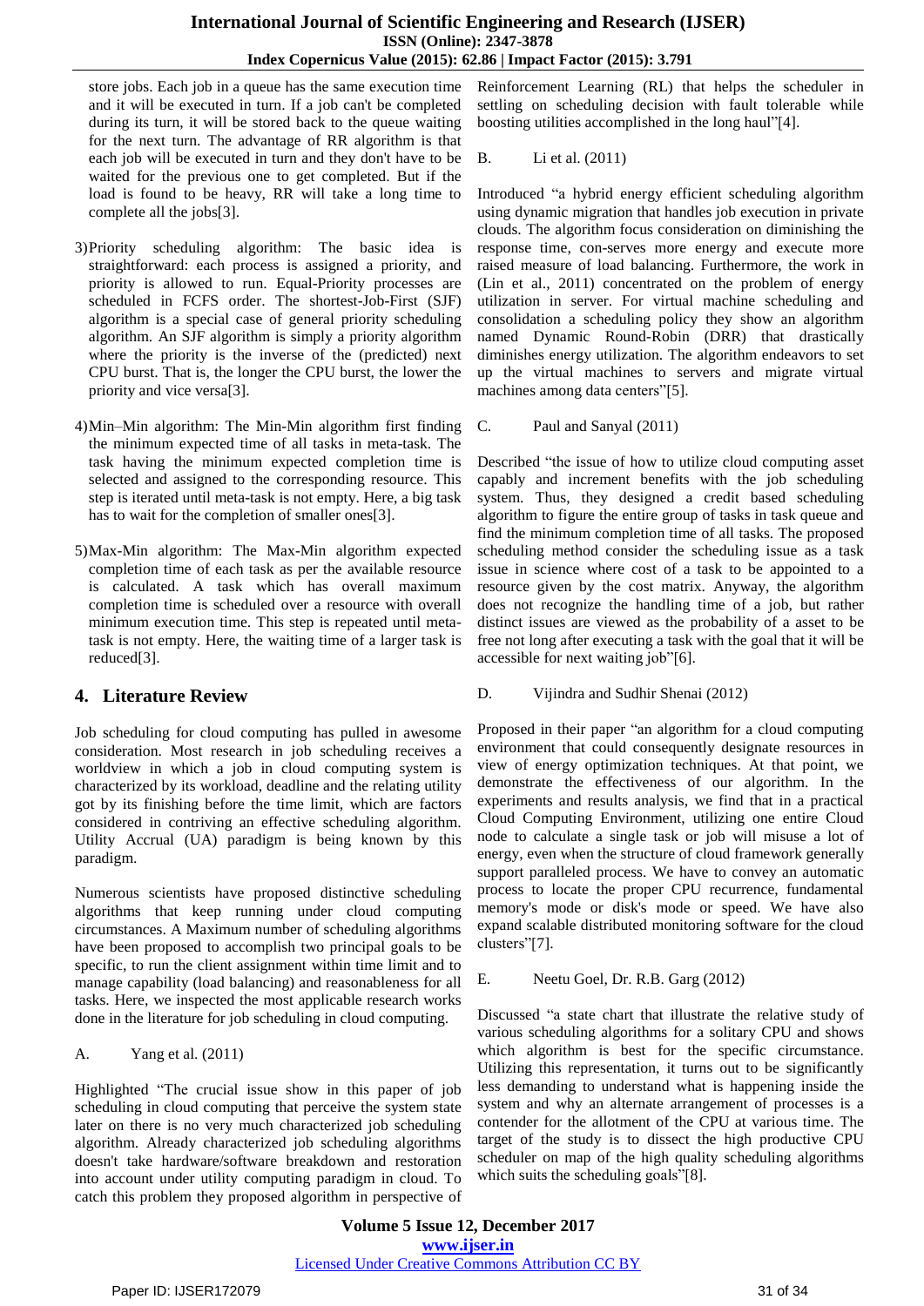store jobs. Each job in a queue has the same execution time and it will be executed in turn. If a job can't be completed during its turn, it will be stored back to the queue waiting for the next turn. The advantage of RR algorithm is that each job will be executed in turn and they don't have to be waited for the previous one to get completed. But if the load is found to be heavy, RR will take a long time to complete all the jobs[3].

3) Priority scheduling algorithm: The basic idea is straightforward: each process is assigned a priority, and priority is allowed to run. Equal-Priority processes are scheduled in FCFS order. The shortest-Job-First (SJF) algorithm is a special case of general priority scheduling algorithm. An SJF algorithm is simply a priority algorithm where the priority is the inverse of the (predicted) next CPU burst. That is, the longer the CPU burst, the lower the priority and vice versa[3].

4) Min–Min algorithm: The Min-Min algorithm first finding the minimum expected time of all tasks in meta-task. The task having the minimum expected completion time is selected and assigned to the corresponding resource. This step is iterated until meta-task is not empty. Here, a big task has to wait for the completion of smaller ones[3].

5) Max-Min algorithm: The Max-Min algorithm expected completion time of each task as per the available resource is calculated. A task which has overall maximum completion time is scheduled over a resource with overall minimum execution time. This step is repeated until meta-task is not empty. Here, the waiting time of a larger task is reduced[3].

## 4. Literature Review

Job scheduling for cloud computing has pulled in awesome consideration. Most research in job scheduling receives a worldview in which a job in cloud computing system is characterized by its workload, deadline and the relating utility got by its finishing before the time limit, which are factors considered in contriving an effective scheduling algorithm. Utility Accrual (UA) paradigm is being known by this paradigm.

Numerous scientists have proposed distinctive scheduling algorithms that keep running under cloud computing circumstances. A Maximum number of scheduling algorithms have been proposed to accomplish two principal goals to be specific, to run the client assignment within time limit and to manage capability (load balancing) and reasonableness for all tasks. Here, we inspected the most applicable research works done in the literature for job scheduling in cloud computing.

A. Yang et al. (2011)

Highlighted "The crucial issue show in this paper of job scheduling in cloud computing that perceive the system state later on there is no very much characterized job scheduling algorithm. Already characterized job scheduling algorithms doesn't take hardware/software breakdown and restoration into account under utility computing paradigm in cloud. To catch this problem they proposed algorithm in perspective of Reinforcement Learning (RL) that helps the scheduler in settling on scheduling decision with fault tolerable while boosting utilities accomplished in the long haul"[4].

B. Li et al. (2011)

Introduced "a hybrid energy efficient scheduling algorithm using dynamic migration that handles job execution in private clouds. The algorithm focus consideration on diminishing the response time, con-serves more energy and execute more raised measure of load balancing. Furthermore, the work in (Lin et al., 2011) concentrated on the problem of energy utilization in server. For virtual machine scheduling and consolidation a scheduling policy they show an algorithm named Dynamic Round-Robin (DRR) that drastically diminishes energy utilization. The algorithm endeavors to set up the virtual machines to servers and migrate virtual machines among data centers"[5].

C. Paul and Sanyal (2011)

Described "the issue of how to utilize cloud computing asset capably and increment benefits with the job scheduling system. Thus, they designed a credit based scheduling algorithm to figure the entire group of tasks in task queue and find the minimum completion time of all tasks. The proposed scheduling method consider the scheduling issue as a task issue in science where cost of a task to be appointed to a resource given by the cost matrix. Anyway, the algorithm does not recognize the handling time of a job, but rather distinct issues are viewed as the probability of a asset to be free not long after executing a task with the goal that it will be accessible for next waiting job"[6].

D. Vijindra and Sudhir Shenai (2012)

Proposed in their paper "an algorithm for a cloud computing environment that could consequently designate resources in view of energy optimization techniques. At that point, we demonstrate the effectiveness of our algorithm. In the experiments and results analysis, we find that in a practical Cloud Computing Environment, utilizing one entire Cloud node to calculate a single task or job will misuse a lot of energy, even when the structure of cloud framework generally support paralleled process. We have to convey an automatic process to locate the proper CPU recurrence, fundamental memory's mode or disk's mode or speed. We have also expand scalable distributed monitoring software for the cloud clusters"[7].

E. Neetu Goel, Dr. R.B. Garg (2012)

Discussed "a state chart that illustrate the relative study of various scheduling algorithms for a solitary CPU and shows which algorithm is best for the specific circumstance. Utilizing this representation, it turns out to be significantly less demanding to understand what is happening inside the system and why an alternate arrangement of processes is a contender for the allotment of the CPU at various time. The target of the study is to dissect the high productive CPU scheduler on map of the high quality scheduling algorithms which suits the scheduling goals"[8].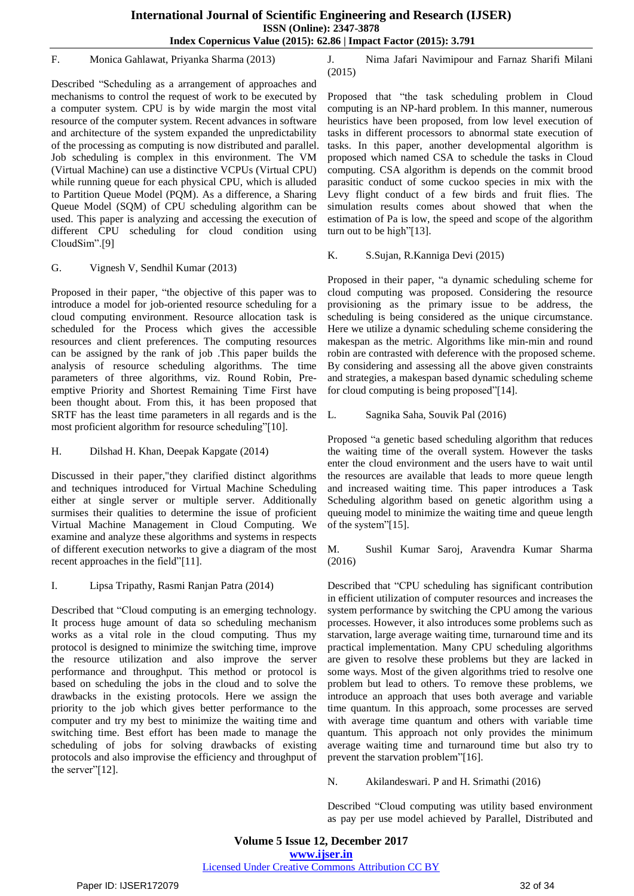F. Monica Gahlawat, Priyanka Sharma (2013)

Described "Scheduling as a arrangement of approaches and mechanisms to control the request of work to be executed by a computer system. CPU is by wide margin the most vital resource of the computer system. Recent advances in software and architecture of the system expanded the unpredictability of the processing as computing is now distributed and parallel. Job scheduling is complex in this environment. The VM (Virtual Machine) can use a distinctive VCPUs (Virtual CPU) while running queue for each physical CPU, which is alluded to Partition Queue Model (PQM). As a difference, a Sharing Queue Model (SQM) of CPU scheduling algorithm can be used. This paper is analyzing and accessing the execution of different CPU scheduling for cloud condition using CloudSim".[9]

G. Vignesh V, Sendhil Kumar (2013)

Proposed in their paper, "the objective of this paper was to introduce a model for job-oriented resource scheduling for a cloud computing environment. Resource allocation task is scheduled for the Process which gives the accessible resources and client preferences. The computing resources can be assigned by the rank of job .This paper builds the analysis of resource scheduling algorithms. The time parameters of three algorithms, viz. Round Robin, Pre-emptive Priority and Shortest Remaining Time First have been thought about. From this, it has been proposed that SRTF has the least time parameters in all regards and is the most proficient algorithm for resource scheduling"[10].

H. Dilshad H. Khan, Deepak Kapgate (2014)

Discussed in their paper,"they clarified distinct algorithms and techniques introduced for Virtual Machine Scheduling either at single server or multiple server. Additionally surmises their qualities to determine the issue of proficient Virtual Machine Management in Cloud Computing. We examine and analyze these algorithms and systems in respects of different execution networks to give a diagram of the most recent approaches in the field"[11].

I. Lipsa Tripathy, Rasmi Ranjan Patra (2014)

Described that "Cloud computing is an emerging technology. It process huge amount of data so scheduling mechanism works as a vital role in the cloud computing. Thus my protocol is designed to minimize the switching time, improve the resource utilization and also improve the server performance and throughput. This method or protocol is based on scheduling the jobs in the cloud and to solve the drawbacks in the existing protocols. Here we assign the priority to the job which gives better performance to the computer and try my best to minimize the waiting time and switching time. Best effort has been made to manage the scheduling of jobs for solving drawbacks of existing protocols and also improvise the efficiency and throughput of the server"[12].

J. Nima Jafari Navimipour and Farnaz Sharifi Milani (2015)

Proposed that "the task scheduling problem in Cloud computing is an NP-hard problem. In this manner, numerous heuristics have been proposed, from low level execution of tasks in different processors to abnormal state execution of tasks. In this paper, another developmental algorithm is proposed which named CSA to schedule the tasks in Cloud computing. CSA algorithm is depends on the commit brood parasitic conduct of some cuckoo species in mix with the Levy flight conduct of a few birds and fruit flies. The simulation results comes about showed that when the estimation of Pa is low, the speed and scope of the algorithm turn out to be high"[13].

K. S.Sujan, R.Kanniga Devi (2015)

Proposed in their paper, "a dynamic scheduling scheme for cloud computing was proposed. Considering the resource provisioning as the primary issue to be address, the scheduling is being considered as the unique circumstance. Here we utilize a dynamic scheduling scheme considering the makespan as the metric. Algorithms like min-min and round robin are contrasted with deference with the proposed scheme. By considering and assessing all the above given constraints and strategies, a makespan based dynamic scheduling scheme for cloud computing is being proposed"[14].

L. Sagnika Saha, Souvik Pal (2016)

Proposed "a genetic based scheduling algorithm that reduces the waiting time of the overall system. However the tasks enter the cloud environment and the users have to wait until the resources are available that leads to more queue length and increased waiting time. This paper introduces a Task Scheduling algorithm based on genetic algorithm using a queuing model to minimize the waiting time and queue length of the system"[15].

M. Sushil Kumar Saroj, Aravendra Kumar Sharma (2016)

Described that "CPU scheduling has significant contribution in efficient utilization of computer resources and increases the system performance by switching the CPU among the various processes. However, it also introduces some problems such as starvation, large average waiting time, turnaround time and its practical implementation. Many CPU scheduling algorithms are given to resolve these problems but they are lacked in some ways. Most of the given algorithms tried to resolve one problem but lead to others. To remove these problems, we introduce an approach that uses both average and variable time quantum. In this approach, some processes are served with average time quantum and others with variable time quantum. This approach not only provides the minimum average waiting time and turnaround time but also try to prevent the starvation problem"[16].

N. Akilandeswari. P and H. Srimathi (2016)

Described "Cloud computing was utility based environment as pay per use model achieved by Parallel, Distributed and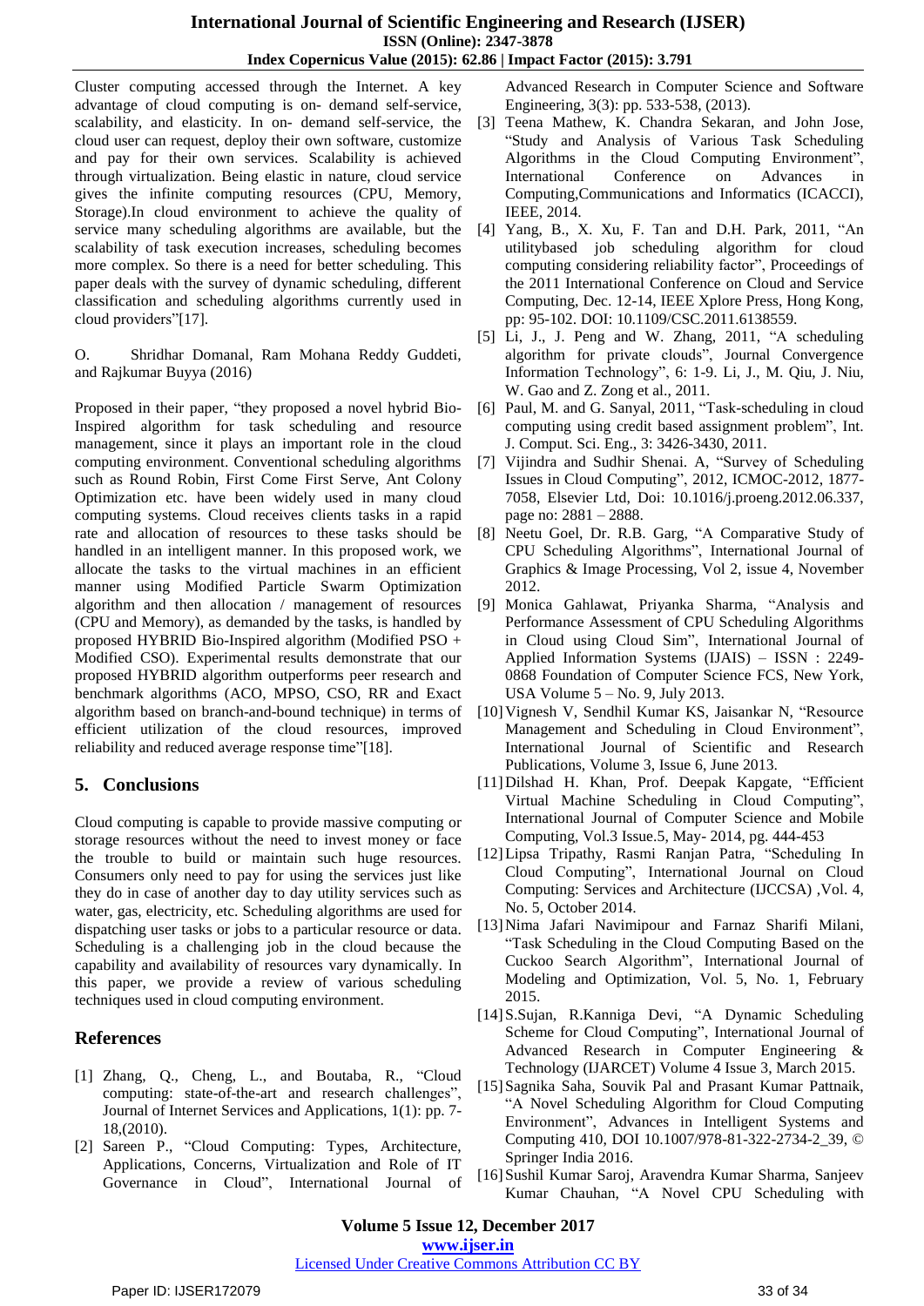Cluster computing accessed through the Internet. A key advantage of cloud computing is on- demand self-service, scalability, and elasticity. In on- demand self-service, the cloud user can request, deploy their own software, customize and pay for their own services. Scalability is achieved through virtualization. Being elastic in nature, cloud service gives the infinite computing resources (CPU, Memory, Storage).In cloud environment to achieve the quality of service many scheduling algorithms are available, but the scalability of task execution increases, scheduling becomes more complex. So there is a need for better scheduling. This paper deals with the survey of dynamic scheduling, different classification and scheduling algorithms currently used in cloud providers"[17].

O. Shridhar Domanal, Ram Mohana Reddy Guddeti, and Rajkumar Buyya (2016)

Proposed in their paper, "they proposed a novel hybrid Bio-Inspired algorithm for task scheduling and resource management, since it plays an important role in the cloud computing environment. Conventional scheduling algorithms such as Round Robin, First Come First Serve, Ant Colony Optimization etc. have been widely used in many cloud computing systems. Cloud receives clients tasks in a rapid rate and allocation of resources to these tasks should be handled in an intelligent manner. In this proposed work, we allocate the tasks to the virtual machines in an efficient manner using Modified Particle Swarm Optimization algorithm and then allocation / management of resources (CPU and Memory), as demanded by the tasks, is handled by proposed HYBRID Bio-Inspired algorithm (Modified PSO + Modified CSO). Experimental results demonstrate that our proposed HYBRID algorithm outperforms peer research and benchmark algorithms (ACO, MPSO, CSO, RR and Exact algorithm based on branch-and-bound technique) in terms of efficient utilization of the cloud resources, improved reliability and reduced average response time"[18].

## 5. Conclusions

Cloud computing is capable to provide massive computing or storage resources without the need to invest money or face the trouble to build or maintain such huge resources. Consumers only need to pay for using the services just like they do in case of another day to day utility services such as water, gas, electricity, etc. Scheduling algorithms are used for dispatching user tasks or jobs to a particular resource or data. Scheduling is a challenging job in the cloud because the capability and availability of resources vary dynamically. In this paper, we provide a review of various scheduling techniques used in cloud computing environment.

## References

[1] Zhang, Q., Cheng, L., and Boutaba, R., "Cloud computing: state-of-the-art and research challenges", Journal of Internet Services and Applications, 1(1): pp. 7-18,(2010).

[2] Sareen P., "Cloud Computing: Types, Architecture, Applications, Concerns, Virtualization and Role of IT Governance in Cloud", International Journal of Advanced Research in Computer Science and Software Engineering, 3(3): pp. 533-538, (2013).

[3] Teena Mathew, K. Chandra Sekaran, and John Jose, "Study and Analysis of Various Task Scheduling Algorithms in the Cloud Computing Environment", International Conference on Advances in Computing,Communications and Informatics (ICACCI), IEEE, 2014.

[4] Yang, B., X. Xu, F. Tan and D.H. Park, 2011, "An utilitybased job scheduling algorithm for cloud computing considering reliability factor", Proceedings of the 2011 International Conference on Cloud and Service Computing, Dec. 12-14, IEEE Xplore Press, Hong Kong, pp: 95-102. DOI: 10.1109/CSC.2011.6138559.

[5] Li, J., J. Peng and W. Zhang, 2011, "A scheduling algorithm for private clouds", Journal Convergence Information Technology", 6: 1-9. Li, J., M. Qiu, J. Niu, W. Gao and Z. Zong et al., 2011.

[6] Paul, M. and G. Sanyal, 2011, "Task-scheduling in cloud computing using credit based assignment problem", Int. J. Comput. Sci. Eng., 3: 3426-3430, 2011.

[7] Vijindra and Sudhir Shenai. A, "Survey of Scheduling Issues in Cloud Computing", 2012, ICMOC-2012, 1877-7058, Elsevier Ltd, Doi: 10.1016/j.proeng.2012.06.337, page no: 2881 – 2888.

[8] Neetu Goel, Dr. R.B. Garg, "A Comparative Study of CPU Scheduling Algorithms", International Journal of Graphics & Image Processing, Vol 2, issue 4, November 2012.

[9] Monica Gahlawat, Priyanka Sharma, "Analysis and Performance Assessment of CPU Scheduling Algorithms in Cloud using Cloud Sim", International Journal of Applied Information Systems (IJAIS) – ISSN : 2249-0868 Foundation of Computer Science FCS, New York, USA Volume 5 – No. 9, July 2013.

[10] Vignesh V, Sendhil Kumar KS, Jaisankar N, "Resource Management and Scheduling in Cloud Environment", International Journal of Scientific and Research Publications, Volume 3, Issue 6, June 2013.

[11] Dilshad H. Khan, Prof. Deepak Kapgate, "Efficient Virtual Machine Scheduling in Cloud Computing", International Journal of Computer Science and Mobile Computing, Vol.3 Issue.5, May- 2014, pg. 444-453

[12] Lipsa Tripathy, Rasmi Ranjan Patra, "Scheduling In Cloud Computing", International Journal on Cloud Computing: Services and Architecture (IJCCSA) ,Vol. 4, No. 5, October 2014.

[13] Nima Jafari Navimipour and Farnaz Sharifi Milani, "Task Scheduling in the Cloud Computing Based on the Cuckoo Search Algorithm", International Journal of Modeling and Optimization, Vol. 5, No. 1, February 2015.

[14] S.Sujan, R.Kanniga Devi, "A Dynamic Scheduling Scheme for Cloud Computing", International Journal of Advanced Research in Computer Engineering & Technology (IJARCET) Volume 4 Issue 3, March 2015.

[15] Sagnika Saha, Souvik Pal and Prasant Kumar Pattnaik, "A Novel Scheduling Algorithm for Cloud Computing Environment", Advances in Intelligent Systems and Computing 410, DOI 10.1007/978-81-322-2734-2_39, © Springer India 2016.

[16] Sushil Kumar Saroj, Aravendra Kumar Sharma, Sanjeev Kumar Chauhan, "A Novel CPU Scheduling with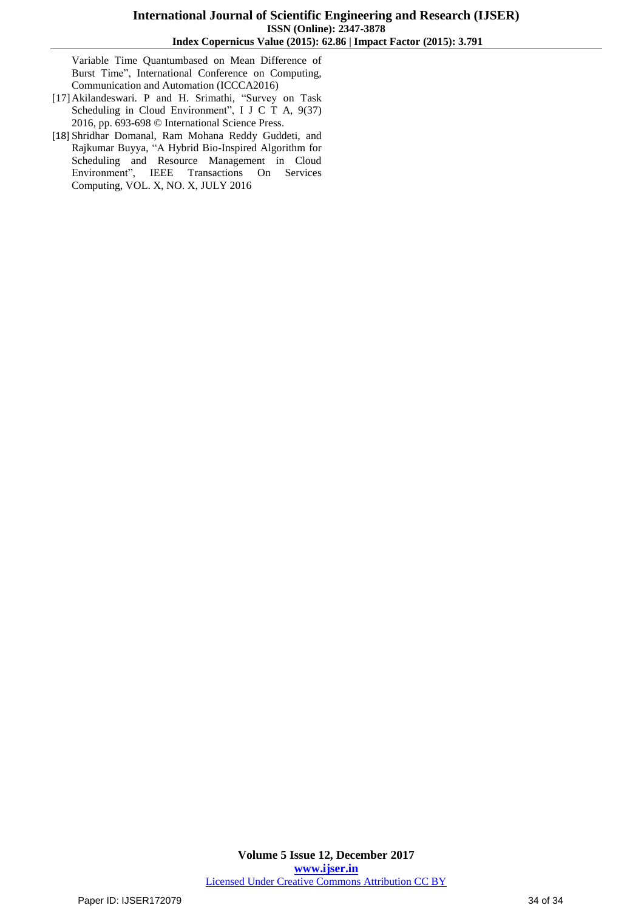Variable Time Quantumbased on Mean Difference of Burst Time", International Conference on Computing, Communication and Automation (ICCCA2016)

[17] Akilandeswari. P and H. Srimathi, "Survey on Task Scheduling in Cloud Environment", I J C T A, 9(37) 2016, pp. 693-698 © International Science Press.

[18] Shridhar Domanal, Ram Mohana Reddy Guddeti, and Rajkumar Buyya, "A Hybrid Bio-Inspired Algorithm for Scheduling and Resource Management in Cloud Environment", IEEE Transactions On Services Computing, VOL. X, NO. X, JULY 2016